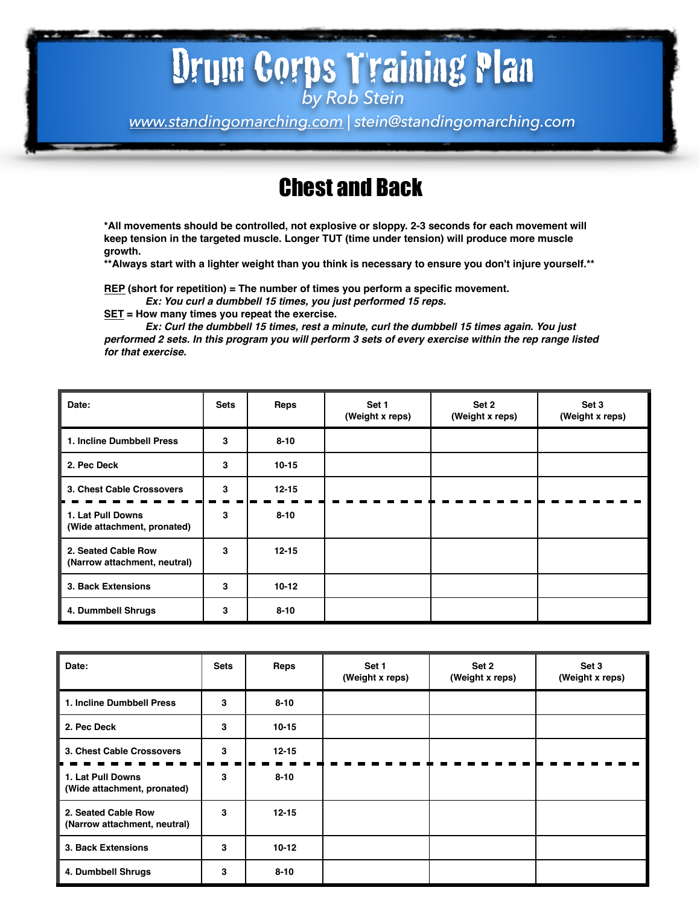# Drum Corps Training Plan

by Rob Stein

www.standingomarching.com | stein@standingomarching.com

## Chest and Back

**\*All movements should be controlled, not explosive or sloppy. 2-3 seconds for each movement will keep tension in the targeted muscle. Longer TUT (time under tension) will produce more muscle growth.**
**\*\*Always start with a lighter weight than you think is necessary to ensure you don't injure yourself.\*\***

**REP (short for repetition) = The number of times you perform a specific movement.**
***Ex: You curl a dumbbell 15 times, you just performed 15 reps.***
**SET = How many times you repeat the exercise.**
***Ex: Curl the dumbbell 15 times, rest a minute, curl the dumbbell 15 times again. You just performed 2 sets. In this program you will perform 3 sets of every exercise within the rep range listed for that exercise.***

| Date: | Sets | Reps | Set 1 (Weight x reps) | Set 2 (Weight x reps) | Set 3 (Weight x reps) |
|---|---|---|---|---|---|
| 1. Incline Dumbbell Press | 3 | 8-10 | | | |
| 2. Pec Deck | 3 | 10-15 | | | |
| 3. Chest Cable Crossovers | 3 | 12-15 | | | |
| 1. Lat Pull Downs (Wide attachment, pronated) | 3 | 8-10 | | | |
| 2. Seated Cable Row (Narrow attachment, neutral) | 3 | 12-15 | | | |
| 3. Back Extensions | 3 | 10-12 | | | |
| 4. Dumbbell Shrugs | 3 | 8-10 | | | |

| Date: | Sets | Reps | Set 1 (Weight x reps) | Set 2 (Weight x reps) | Set 3 (Weight x reps) |
|---|---|---|---|---|---|
| 1. Incline Dumbbell Press | 3 | 8-10 | | | |
| 2. Pec Deck | 3 | 10-15 | | | |
| 3. Chest Cable Crossovers | 3 | 12-15 | | | |
| 1. Lat Pull Downs (Wide attachment, pronated) | 3 | 8-10 | | | |
| 2. Seated Cable Row (Narrow attachment, neutral) | 3 | 12-15 | | | |
| 3. Back Extensions | 3 | 10-12 | | | |
| 4. Dumbbell Shrugs | 3 | 8-10 | | | |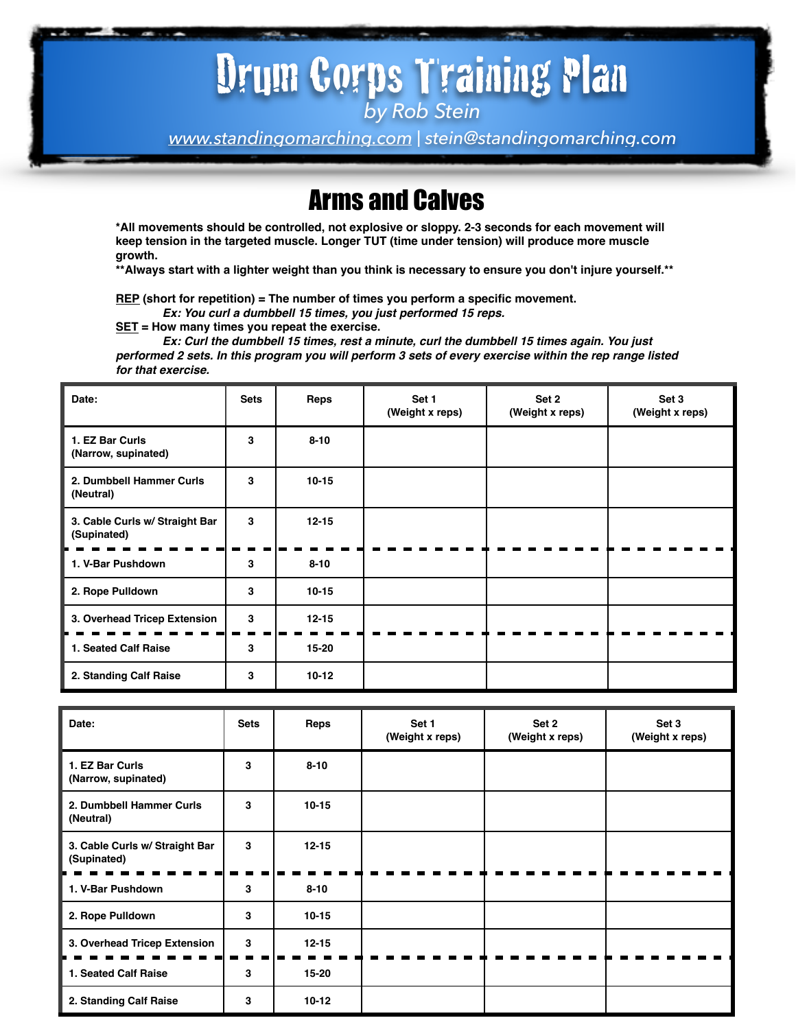# Drum Corps Training Plan

by Rob Stein

www.standingomarching.com | stein@standingomarching.com

## Arms and Calves

**\*All movements should be controlled, not explosive or sloppy. 2-3 seconds for each movement will keep tension in the targeted muscle. Longer TUT (time under tension) will produce more muscle growth.**
**\*\*Always start with a lighter weight than you think is necessary to ensure you don't injure yourself.\*\***

**<u>REP</u> (short for repetition) = The number of times you perform a specific movement.**
***Ex: You curl a dumbbell 15 times, you just performed 15 reps.***
**<u>SET</u> = How many times you repeat the exercise.**
***Ex: Curl the dumbbell 15 times, rest a minute, curl the dumbbell 15 times again. You just performed 2 sets. In this program you will perform 3 sets of every exercise within the rep range listed for that exercise.***

| Date: | Sets | Reps | Set 1 (Weight x reps) | Set 2 (Weight x reps) | Set 3 (Weight x reps) |
|---|---|---|---|---|---|
| 1. EZ Bar Curls (Narrow, supinated) | 3 | 8-10 | | | |
| 2. Dumbbell Hammer Curls (Neutral) | 3 | 10-15 | | | |
| 3. Cable Curls w/ Straight Bar (Supinated) | 3 | 12-15 | | | |
| 1. V-Bar Pushdown | 3 | 8-10 | | | |
| 2. Rope Pulldown | 3 | 10-15 | | | |
| 3. Overhead Tricep Extension | 3 | 12-15 | | | |
| 1. Seated Calf Raise | 3 | 15-20 | | | |
| 2. Standing Calf Raise | 3 | 10-12 | | | |

| Date: | Sets | Reps | Set 1 (Weight x reps) | Set 2 (Weight x reps) | Set 3 (Weight x reps) |
|---|---|---|---|---|---|
| 1. EZ Bar Curls (Narrow, supinated) | 3 | 8-10 | | | |
| 2. Dumbbell Hammer Curls (Neutral) | 3 | 10-15 | | | |
| 3. Cable Curls w/ Straight Bar (Supinated) | 3 | 12-15 | | | |
| 1. V-Bar Pushdown | 3 | 8-10 | | | |
| 2. Rope Pulldown | 3 | 10-15 | | | |
| 3. Overhead Tricep Extension | 3 | 12-15 | | | |
| 1. Seated Calf Raise | 3 | 15-20 | | | |
| 2. Standing Calf Raise | 3 | 10-12 | | | |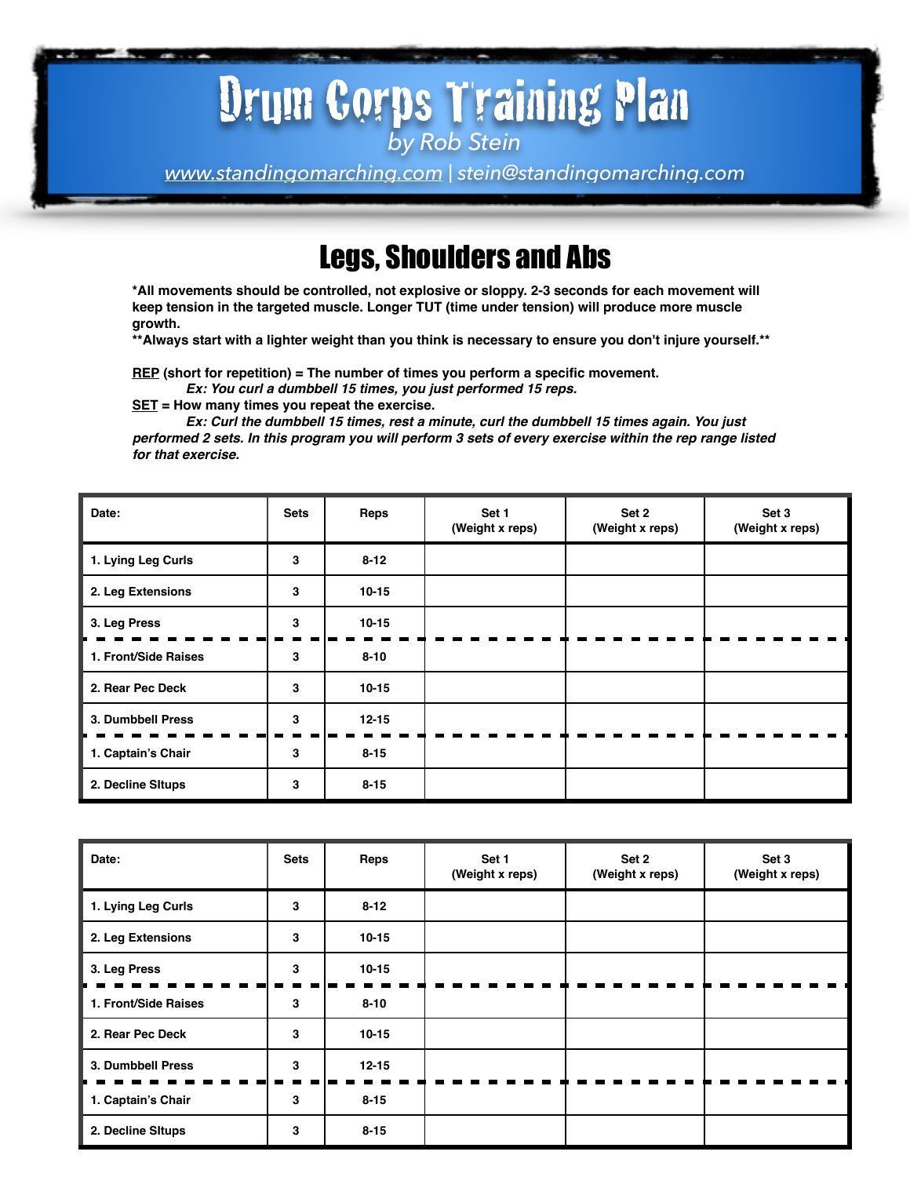# Drum Corps Training Plan

*by Rob Stein*

www.standingomarching.com | stein@standingomarching.com

## Legs, Shoulders and Abs

**\*All movements should be controlled, not explosive or sloppy. 2-3 seconds for each movement will keep tension in the targeted muscle. Longer TUT (time under tension) will produce more muscle growth.**
**\*\*Always start with a lighter weight than you think is necessary to ensure you don't injure yourself.\*\***

**REP (short for repetition) = The number of times you perform a specific movement.**
***Ex: You curl a dumbbell 15 times, you just performed 15 reps.***
**SET = How many times you repeat the exercise.**
***Ex: Curl the dumbbell 15 times, rest a minute, curl the dumbbell 15 times again. You just performed 2 sets. In this program you will perform 3 sets of every exercise within the rep range listed for that exercise.***

| Date: | Sets | Reps | Set 1 (Weight x reps) | Set 2 (Weight x reps) | Set 3 (Weight x reps) |
|---|---|---|---|---|---|
| 1. Lying Leg Curls | 3 | 8-12 | | | |
| 2. Leg Extensions | 3 | 10-15 | | | |
| 3. Leg Press | 3 | 10-15 | | | |
| 1. Front/Side Raises | 3 | 8-10 | | | |
| 2. Rear Pec Deck | 3 | 10-15 | | | |
| 3. Dumbbell Press | 3 | 12-15 | | | |
| 1. Captain's Chair | 3 | 8-15 | | | |
| 2. Decline SItups | 3 | 8-15 | | | |

| Date: | Sets | Reps | Set 1 (Weight x reps) | Set 2 (Weight x reps) | Set 3 (Weight x reps) |
|---|---|---|---|---|---|
| 1. Lying Leg Curls | 3 | 8-12 | | | |
| 2. Leg Extensions | 3 | 10-15 | | | |
| 3. Leg Press | 3 | 10-15 | | | |
| 1. Front/Side Raises | 3 | 8-10 | | | |
| 2. Rear Pec Deck | 3 | 10-15 | | | |
| 3. Dumbbell Press | 3 | 12-15 | | | |
| 1. Captain's Chair | 3 | 8-15 | | | |
| 2. Decline SItups | 3 | 8-15 | | | |